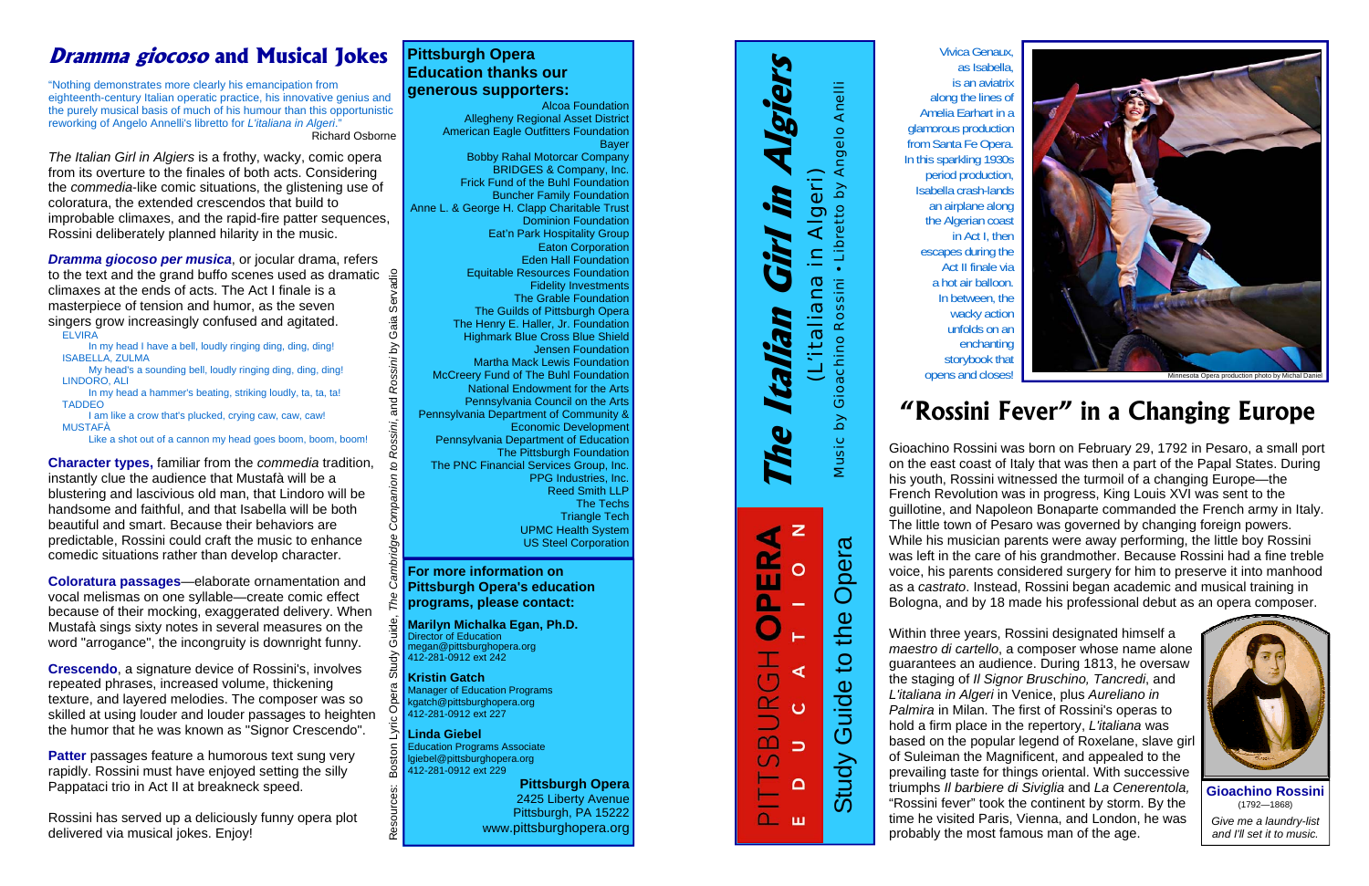# *Dramma giocoso* and Musical Jokes

"Nothing demonstrates more clearly his emancipation from eighteenth-century Italian operatic practice, his innovative genius and the purely musical basis of much of his humour than this opportunistic reworking of Angelo Annelli's libretto for *L'italiana in Algeri*."

Richard Osborne

*The Italian Girl in Algiers* is a frothy, wacky, comic opera from its overture to the finales of both acts. Considering the *commedia*-like comic situations, the glistening use of coloratura, the extended crescendos that build to improbable climaxes, and the rapid-fire patter sequences, Rossini deliberately planned hilarity in the music.

***Dramma giocoso per musica***, or jocular drama, refers to the text and the grand buffo scenes used as dramatic climaxes at the ends of acts. The Act I finale is a masterpiece of tension and humor, as the seven singers grow increasingly confused and agitated.

ELVIRA
In my head I have a bell, loudly ringing ding, ding, ding!
ISABELLA, ZULMA
My head's a sounding bell, loudly ringing ding, ding, ding!
LINDORO, ALI
In my head a hammer's beating, striking loudly, ta, ta, ta!
TADDEO
I am like a crow that's plucked, crying caw, caw, caw!
MUSTAFÀ
Like a shot out of a cannon my head goes boom, boom, boom!

**Character types,** familiar from the *commedia* tradition, instantly clue the audience that Mustafà will be a blustering and lascivious old man, that Lindoro will be handsome and faithful, and that Isabella will be both beautiful and smart. Because their behaviors are predictable, Rossini could craft the music to enhance comedic situations rather than develop character.

**Coloratura passages**—elaborate ornamentation and vocal melismas on one syllable—create comic effect because of their mocking, exaggerated delivery. When Mustafà sings sixty notes in several measures on the word "arrogance", the incongruity is downright funny.

**Crescendo**, a signature device of Rossini's, involves repeated phrases, increased volume, thickening texture, and layered melodies. The composer was so skilled at using louder and louder passages to heighten the humor that he was known as "Signor Crescendo".

**Patter** passages feature a humorous text sung very rapidly. Rossini must have enjoyed setting the silly Pappataci trio in Act II at breakneck speed.

Rossini has served up a deliciously funny opera plot delivered via musical jokes. Enjoy!

Resources: Boston Lyric Opera Study Guide, *The Cambridge Companion to Rossini*, and *Rossini* by Gaia Servadio

## Pittsburgh Opera Education thanks our generous supporters:

Alcoa Foundation
Allegheny Regional Asset District
American Eagle Outfitters Foundation
Bayer
Bobby Rahal Motorcar Company
BRIDGES & Company, Inc.
Frick Fund of the Buhl Foundation
Buncher Family Foundation
Anne L. & George H. Clapp Charitable Trust
Dominion Foundation
Eat'n Park Hospitality Group
Eaton Corporation
Eden Hall Foundation
Equitable Resources Foundation
Fidelity Investments
The Grable Foundation
The Guilds of Pittsburgh Opera
The Henry E. Haller, Jr. Foundation
Highmark Blue Cross Blue Shield
Jensen Foundation
Martha Mack Lewis Foundation
McCreery Fund of The Buhl Foundation
National Endowment for the Arts
Pennsylvania Council on the Arts
Pennsylvania Department of Community & Economic Development
Pennsylvania Department of Education
The Pittsburgh Foundation
The PNC Financial Services Group, Inc.
PPG Industries, Inc.
Reed Smith LLP
The Techs
Triangle Tech
UPMC Health System
US Steel Corporation

## For more information on Pittsburgh Opera's education programs, please contact:

**Marilyn Michalka Egan, Ph.D.**
Director of Education
megan@pittsburghopera.org
412-281-0912 ext 242

**Kristin Gatch**
Manager of Education Programs
kgatch@pittsburghopera.org
412-281-0912 ext 227

**Linda Giebel**
Education Programs Associate
lgiebel@pittsburghopera.org
412-281-0912 ext 229

**Pittsburgh Opera**
2425 Liberty Avenue
Pittsburgh, PA 15222
www.pittsburghopera.org

# *The Italian Girl in Algiers*

(L'italiana in Algeri)

Music by Gioachino Rossini • Libretto by Angelo Anelli

PITTSBURGH **OPERA** EDUCATION

Study Guide to the Opera

Vivica Genaux, as Isabella, is an aviatrix along the lines of Amelia Earhart in a glamorous production from Santa Fe Opera. In this sparkling 1930s period production, Isabella crash-lands an airplane along the Algerian coast in Act I, then escapes during the Act II finale via a hot air balloon. In between, the wacky action unfolds on an enchanting storybook that opens and closes!

Minnesota Opera production photo by Michal Daniel

# "Rossini Fever" in a Changing Europe

Gioachino Rossini was born on February 29, 1792 in Pesaro, a small port on the east coast of Italy that was then a part of the Papal States. During his youth, Rossini witnessed the turmoil of a changing Europe—the French Revolution was in progress, King Louis XVI was sent to the guillotine, and Napoleon Bonaparte commanded the French army in Italy. The little town of Pesaro was governed by changing foreign powers. While his musician parents were away performing, the little boy Rossini was left in the care of his grandmother. Because Rossini had a fine treble voice, his parents considered surgery for him to preserve it into manhood as a *castrato*. Instead, Rossini began academic and musical training in Bologna, and by 18 made his professional debut as an opera composer.

Within three years, Rossini designated himself a *maestro di cartello*, a composer whose name alone guarantees an audience. During 1813, he oversaw the staging of *Il Signor Bruschino, Tancredi*, and *L'italiana in Algeri* in Venice, plus *Aureliano in Palmira* in Milan. The first of Rossini's operas to hold a firm place in the repertory, *L'italiana* was based on the popular legend of Roxelane, slave girl of Suleiman the Magnificent, and appealed to the prevailing taste for things oriental. With successive triumphs *Il barbiere di Siviglia* and *La Cenerentola,* "Rossini fever" took the continent by storm. By the time he visited Paris, Vienna, and London, he was probably the most famous man of the age.

**Gioachino Rossini**
(1792—1868)
*Give me a laundry-list and I'll set it to music.*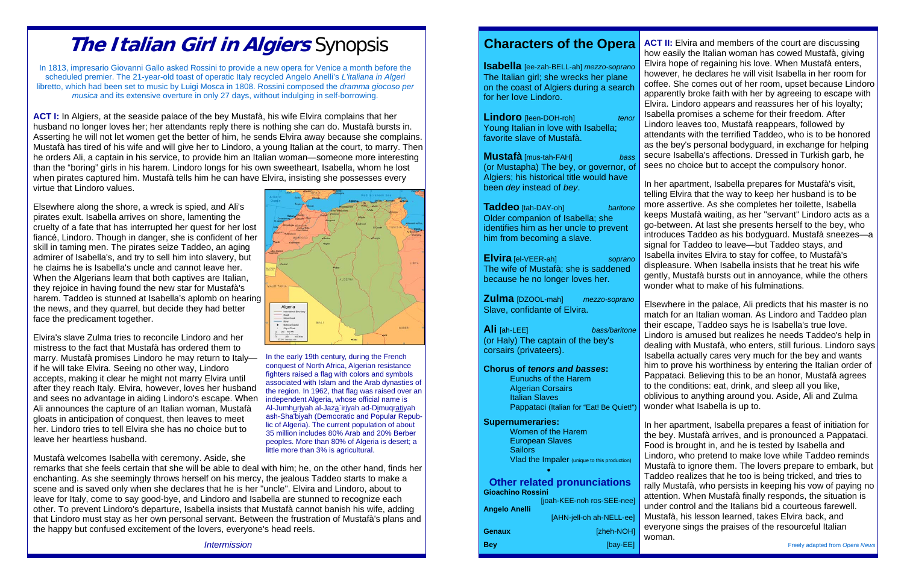# *The Italian Girl in Algiers* Synopsis

In 1813, impresario Giovanni Gallo asked Rossini to provide a new opera for Venice a month before the scheduled premier. The 21-year-old toast of operatic Italy recycled Angelo Anelli's *L'italiana in Algeri* libretto, which had been set to music by Luigi Mosca in 1808. Rossini composed the *dramma giocoso per musica* and its extensive overture in only 27 days, without indulging in self-borrowing.

**ACT I:** In Algiers, at the seaside palace of the bey Mustafà, his wife Elvira complains that her husband no longer loves her; her attendants reply there is nothing she can do. Mustafà bursts in. Asserting he will not let women get the better of him, he sends Elvira away because she complains. Mustafà has tired of his wife and will give her to Lindoro, a young Italian at the court, to marry. Then he orders Ali, a captain in his service, to provide him an Italian woman—someone more interesting than the "boring" girls in his harem. Lindoro longs for his own sweetheart, Isabella, whom he lost when pirates captured him. Mustafà tells him he can have Elvira, insisting she possesses every virtue that Lindoro values.

Elsewhere along the shore, a wreck is spied, and Ali's pirates exult. Isabella arrives on shore, lamenting the cruelty of a fate that has interrupted her quest for her lost fiancé, Lindoro. Though in danger, she is confident of her skill in taming men. The pirates seize Taddeo, an aging admirer of Isabella's, and try to sell him into slavery, but he claims he is Isabella's uncle and cannot leave her. When the Algerians learn that both captives are Italian, they rejoice in having found the new star for Mustafà's harem. Taddeo is stunned at Isabella's aplomb in hearing the news, and they quarrel, but decide they had better face the predicament together.

Elvira's slave Zulma tries to reconcile Lindoro and her mistress to the fact that Mustafà has ordered them to marry. Mustafà promises Lindoro he may return to Italy—if he will take Elvira. Seeing no other way, Lindoro accepts, making it clear he might not marry Elvira until after they reach Italy. Elvira, however, loves her husband and sees no advantage in aiding Lindoro's escape. When Ali announces the capture of an Italian woman, Mustafà gloats in anticipation of conquest, then leaves to meet her. Lindoro tries to tell Elvira she has no choice but to leave her heartless husband.

In the early 19th century, during the French conquest of North Africa, Algerian resistance fighters raised a flag with colors and symbols associated with Islam and the Arab dynasties of the region. In 1962, that flag was raised over an independent Algeria, whose official name is Al-Jumhuriyah al-Jaza`iriyah ad-Dimuqratiyah ash-Sha'biyah (Democratic and Popular Republic of Algeria). The current population of more than 35 million includes 80% Arab and 20% Berber peoples. More than 80% of Algeria is desert; a little more than 3% is agricultural.

Mustafà welcomes Isabella with ceremony. Aside, she remarks that she feels certain that she will be able to deal with him; he, on the other hand, finds her enchanting. As she seemingly throws herself on his mercy, the jealous Taddeo starts to make a scene and is saved only when she declares that he is her "uncle". Elvira and Lindoro, about to leave for Italy, come to say good-bye, and Lindoro and Isabella are stunned to recognize each other. To prevent Lindoro's departure, Isabella insists that Mustafà cannot banish his wife, adding that Lindoro must stay as her own personal servant. Between the frustration of Mustafà's plans and the happy but confused excitement of the lovers, everyone's head reels.

*Intermission*

## Characters of the Opera

**Isabella** [ee-zah-BELL-ah] *mezzo-soprano*
The Italian girl; she wrecks her plane on the coast of Algiers during a search for her love Lindoro.

**Lindoro** [leen-DOH-roh] *tenor*
Young Italian in love with Isabella; favorite slave of Mustafà.

**Mustafà** [mus-tah-FAH] *bass*
(or Mustapha) The bey, or governor, of Algiers; his historical title would have been *dey* instead of *bey*.

**Taddeo** [tah-DAY-oh] *baritone*
Older companion of Isabella; she identifies him as her uncle to prevent him from becoming a slave.

**Elvira** [el-VEER-ah] *soprano*
The wife of Mustafà; she is saddened because he no longer loves her.

**Zulma** [DZOOL-mah] *mezzo-soprano*
Slave, confidante of Elvira.

**Ali** [ah-LEE] *bass/baritone*
(or Haly) The captain of the bey's corsairs (privateers).

**Chorus of *tenors and basses*:**
- Eunuchs of the Harem
- Algerian Corsairs
- Italian Slaves
- Pappataci (Italian for "Eat! Be Quiet!")

**Supernumeraries:**
- Women of the Harem
- European Slaves
- Sailors
- Vlad the Impaler (unique to this production)

### Other related pronunciations

**Gioachino Rossini** [joah-KEE-noh ros-SEE-nee]
**Angelo Anelli** [AHN-jell-oh ah-NELL-ee]
**Genaux** [zheh-NOH]
**Bey** [bay-EE]

**ACT II:** Elvira and members of the court are discussing how easily the Italian woman has cowed Mustafà, giving Elvira hope of regaining his love. When Mustafà enters, however, he declares he will visit Isabella in her room for coffee. She comes out of her room, upset because Lindoro apparently broke faith with her by agreeing to escape with Elvira. Lindoro appears and reassures her of his loyalty; Isabella promises a scheme for their freedom. After Lindoro leaves too, Mustafà reappears, followed by attendants with the terrified Taddeo, who is to be honored as the bey's personal bodyguard, in exchange for helping secure Isabella's affections. Dressed in Turkish garb, he sees no choice but to accept the compulsory honor.

In her apartment, Isabella prepares for Mustafà's visit, telling Elvira that the way to keep her husband is to be more assertive. As she completes her toilette, Isabella keeps Mustafà waiting, as her "servant" Lindoro acts as a go-between. At last she presents herself to the bey, who introduces Taddeo as his bodyguard. Mustafà sneezes—a signal for Taddeo to leave—but Taddeo stays, and Isabella invites Elvira to stay for coffee, to Mustafà's displeasure. When Isabella insists that he treat his wife gently, Mustafà bursts out in annoyance, while the others wonder what to make of his fulminations.

Elsewhere in the palace, Ali predicts that his master is no match for an Italian woman. As Lindoro and Taddeo plan their escape, Taddeo says he is Isabella's true love. Lindoro is amused but realizes he needs Taddeo's help in dealing with Mustafà, who enters, still furious. Lindoro says Isabella actually cares very much for the bey and wants him to prove his worthiness by entering the Italian order of Pappataci. Believing this to be an honor, Mustafà agrees to the conditions: eat, drink, and sleep all you like, oblivious to anything around you. Aside, Ali and Zulma wonder what Isabella is up to.

In her apartment, Isabella prepares a feast of initiation for the bey. Mustafà arrives, and is pronounced a Pappataci. Food is brought in, and he is tested by Isabella and Lindoro, who pretend to make love while Taddeo reminds Mustafà to ignore them. The lovers prepare to embark, but Taddeo realizes that he too is being tricked, and tries to rally Mustafà, who persists in keeping his vow of paying no attention. When Mustafà finally responds, the situation is under control and the Italians bid a courteous farewell. Mustafà, his lesson learned, takes Elvira back, and everyone sings the praises of the resourceful Italian woman.

Freely adapted from *Opera News*